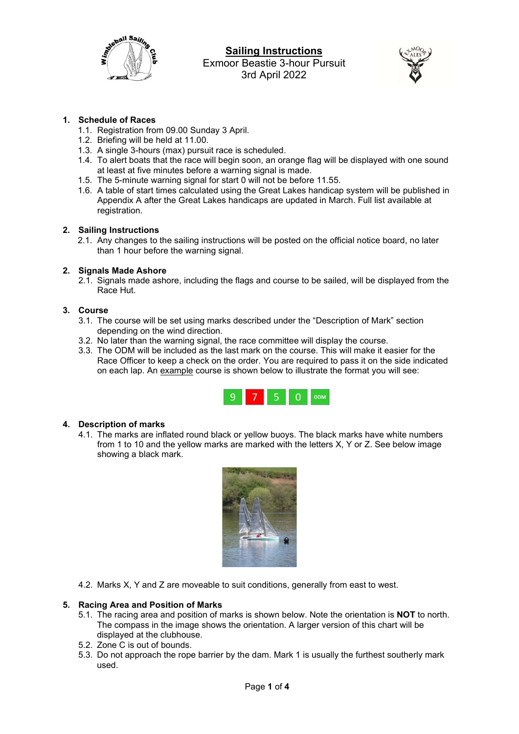# Sailing Instructions

Exmoor Beastie 3-hour Pursuit

3rd April 2022

## 1. Schedule of Races

1.1. Registration from 09.00 Sunday 3 April.

1.2. Briefing will be held at 11.00.

1.3. A single 3-hours (max) pursuit race is scheduled.

1.4. To alert boats that the race will begin soon, an orange flag will be displayed with one sound at least at five minutes before a warning signal is made.

1.5. The 5-minute warning signal for start 0 will not be before 11.55.

1.6. A table of start times calculated using the Great Lakes handicap system will be published in Appendix A after the Great Lakes handicaps are updated in March. Full list available at registration.

## 2. Sailing Instructions

2.1. Any changes to the sailing instructions will be posted on the official notice board, no later than 1 hour before the warning signal.

## 2. Signals Made Ashore

2.1. Signals made ashore, including the flags and course to be sailed, will be displayed from the Race Hut.

## 3. Course

3.1. The course will be set using marks described under the "Description of Mark" section depending on the wind direction.

3.2. No later than the warning signal, the race committee will display the course.

3.3. The ODM will be included as the last mark on the course. This will make it easier for the Race Officer to keep a check on the order. You are required to pass it on the side indicated on each lap. An example course is shown below to illustrate the format you will see:

| 9 | 7 | 5 | 0 | ODM |
|---|---|---|---|---|

## 4. Description of marks

4.1. The marks are inflated round black or yellow buoys. The black marks have white numbers from 1 to 10 and the yellow marks are marked with the letters X, Y or Z. See below image showing a black mark.

4.2. Marks X, Y and Z are moveable to suit conditions, generally from east to west.

## 5. Racing Area and Position of Marks

5.1. The racing area and position of marks is shown below. Note the orientation is **NOT** to north. The compass in the image shows the orientation. A larger version of this chart will be displayed at the clubhouse.

5.2. Zone C is out of bounds.

5.3. Do not approach the rope barrier by the dam. Mark 1 is usually the furthest southerly mark used.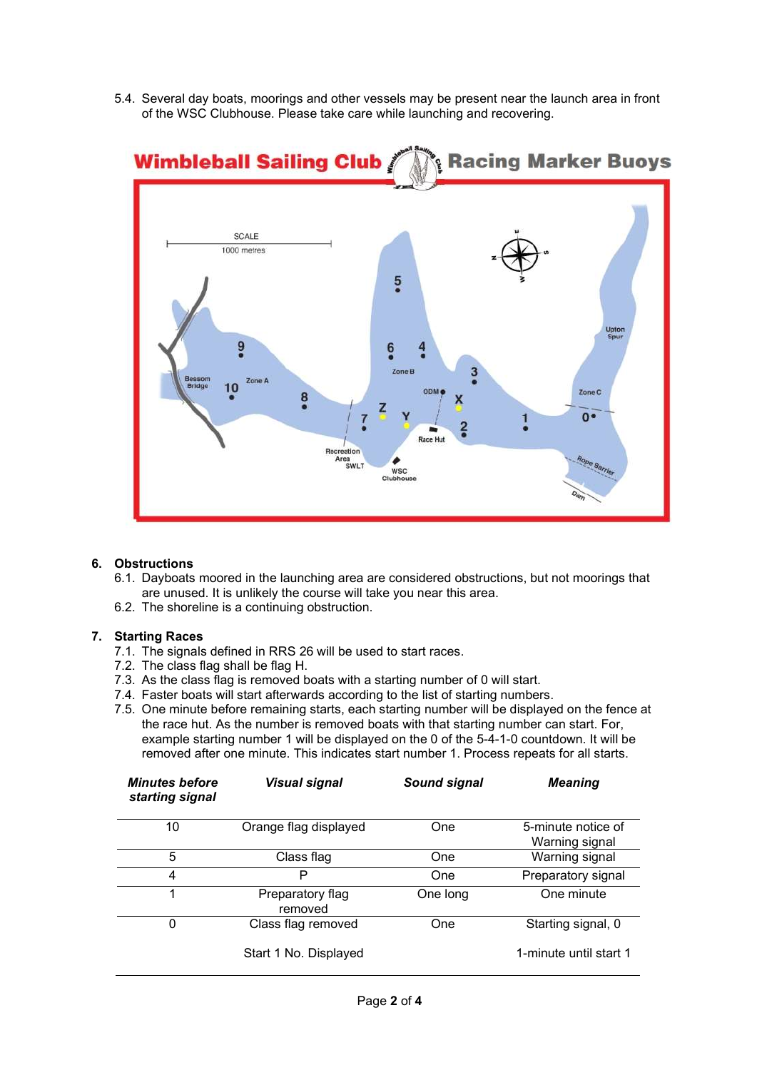5.4. Several day boats, moorings and other vessels may be present near the launch area in front of the WSC Clubhouse. Please take care while launching and recovering.

## 6. Obstructions

6.1. Dayboats moored in the launching area are considered obstructions, but not moorings that are unused. It is unlikely the course will take you near this area.

6.2. The shoreline is a continuing obstruction.

## 7. Starting Races

7.1. The signals defined in RRS 26 will be used to start races.

7.2. The class flag shall be flag H.

7.3. As the class flag is removed boats with a starting number of 0 will start.

7.4. Faster boats will start afterwards according to the list of starting numbers.

7.5. One minute before remaining starts, each starting number will be displayed on the fence at the race hut. As the number is removed boats with that starting number can start. For, example starting number 1 will be displayed on the 0 of the 5-4-1-0 countdown. It will be removed after one minute. This indicates start number 1. Process repeats for all starts.

| *Minutes before starting signal* | *Visual signal* | *Sound signal* | *Meaning* |
|---|---|---|---|
| 10 | Orange flag displayed | One | 5-minute notice of Warning signal |
| 5 | Class flag | One | Warning signal |
| 4 | P | One | Preparatory signal |
| 1 | Preparatory flag removed | One long | One minute |
| 0 | Class flag removed | One | Starting signal, 0 |
| | Start 1 No. Displayed | | 1-minute until start 1 |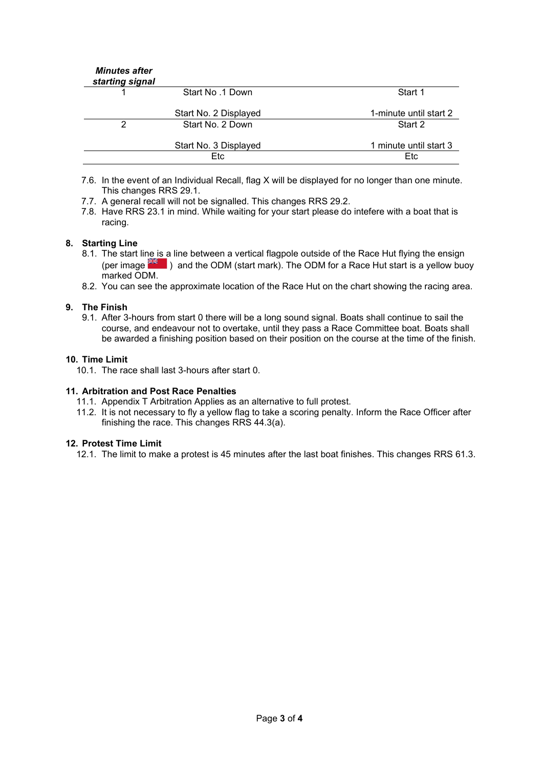| *Minutes after starting signal* | | |
|---|---|---|
| 1 | Start No .1 Down | Start 1 |
| | Start No. 2 Displayed | 1-minute until start 2 |
| 2 | Start No. 2 Down | Start 2 |
| | Start No. 3 Displayed | 1 minute until start 3 |
| | Etc | Etc |

7.6. In the event of an Individual Recall, flag X will be displayed for no longer than one minute. This changes RRS 29.1.

7.7. A general recall will not be signalled. This changes RRS 29.2.

7.8. Have RRS 23.1 in mind. While waiting for your start please do intefere with a boat that is racing.

## 8. Starting Line

8.1. The start line is a line between a vertical flagpole outside of the Race Hut flying the ensign (per image ) and the ODM (start mark). The ODM for a Race Hut start is a yellow buoy marked ODM.

8.2. You can see the approximate location of the Race Hut on the chart showing the racing area.

## 9. The Finish

9.1. After 3-hours from start 0 there will be a long sound signal. Boats shall continue to sail the course, and endeavour not to overtake, until they pass a Race Committee boat. Boats shall be awarded a finishing position based on their position on the course at the time of the finish.

## 10. Time Limit

10.1. The race shall last 3-hours after start 0.

## 11. Arbitration and Post Race Penalties

11.1. Appendix T Arbitration Applies as an alternative to full protest.

11.2. It is not necessary to fly a yellow flag to take a scoring penalty. Inform the Race Officer after finishing the race. This changes RRS 44.3(a).

## 12. Protest Time Limit

12.1. The limit to make a protest is 45 minutes after the last boat finishes. This changes RRS 61.3.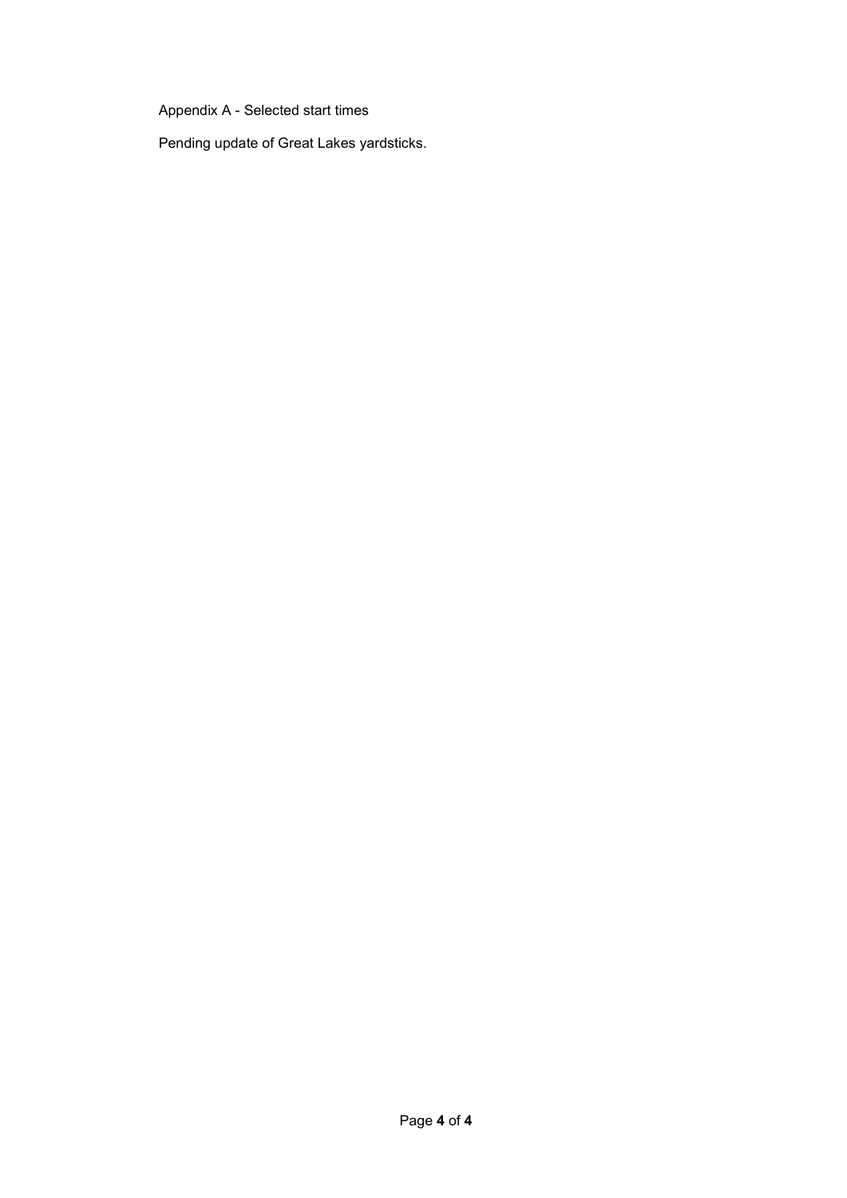Appendix A - Selected start times

Pending update of Great Lakes yardsticks.